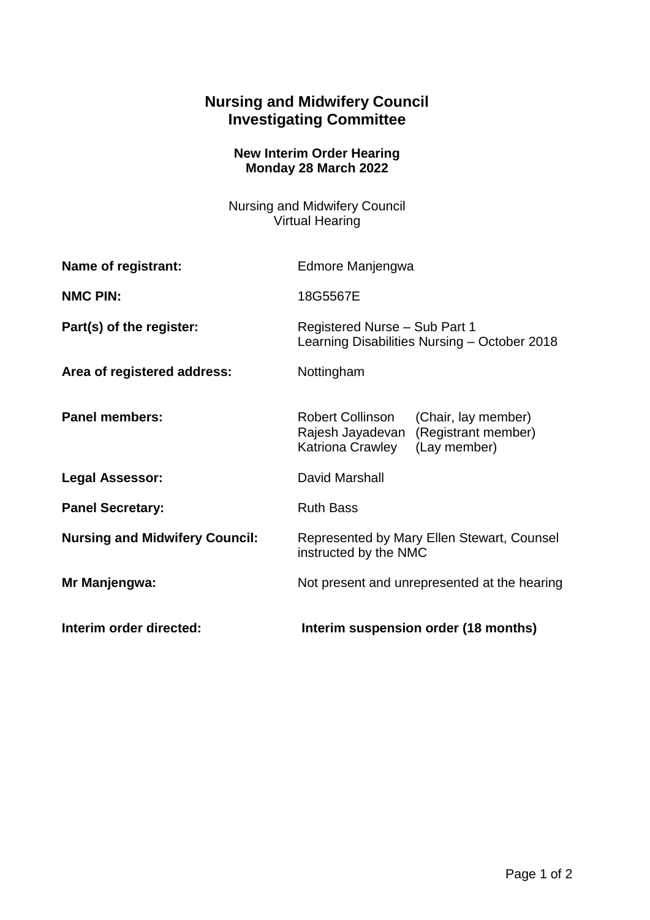# Nursing and Midwifery Council
# Investigating Committee

### New Interim Order Hearing
### Monday 28 March 2022

Nursing and Midwifery Council
Virtual Hearing

**Name of registrant:** Edmore Manjengwa

**NMC PIN:** 18G5567E

**Part(s) of the register:** Registered Nurse – Sub Part 1
Learning Disabilities Nursing – October 2018

**Area of registered address:** Nottingham

**Panel members:**
Robert Collinson (Chair, lay member)
Rajesh Jayadevan (Registrant member)
Katriona Crawley (Lay member)

**Legal Assessor:** David Marshall

**Panel Secretary:** Ruth Bass

**Nursing and Midwifery Council:** Represented by Mary Ellen Stewart, Counsel instructed by the NMC

**Mr Manjengwa:** Not present and unrepresented at the hearing

**Interim order directed:** **Interim suspension order (18 months)**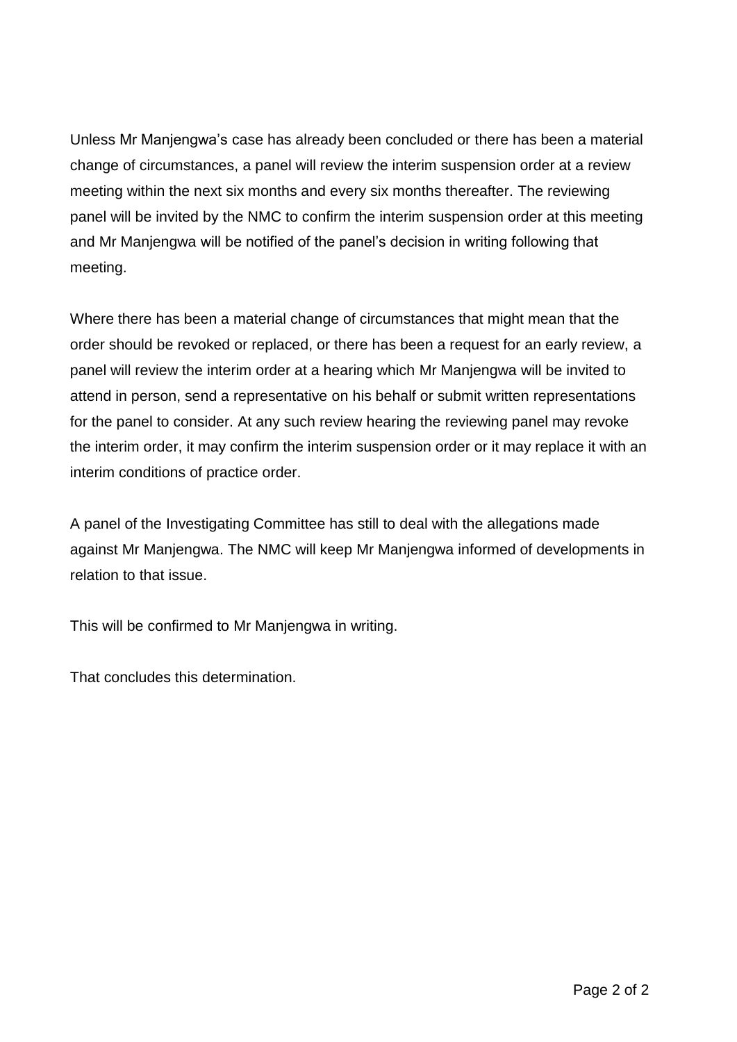Unless Mr Manjengwa's case has already been concluded or there has been a material change of circumstances, a panel will review the interim suspension order at a review meeting within the next six months and every six months thereafter. The reviewing panel will be invited by the NMC to confirm the interim suspension order at this meeting and Mr Manjengwa will be notified of the panel's decision in writing following that meeting.

Where there has been a material change of circumstances that might mean that the order should be revoked or replaced, or there has been a request for an early review, a panel will review the interim order at a hearing which Mr Manjengwa will be invited to attend in person, send a representative on his behalf or submit written representations for the panel to consider. At any such review hearing the reviewing panel may revoke the interim order, it may confirm the interim suspension order or it may replace it with an interim conditions of practice order.

A panel of the Investigating Committee has still to deal with the allegations made against Mr Manjengwa. The NMC will keep Mr Manjengwa informed of developments in relation to that issue.

This will be confirmed to Mr Manjengwa in writing.

That concludes this determination.